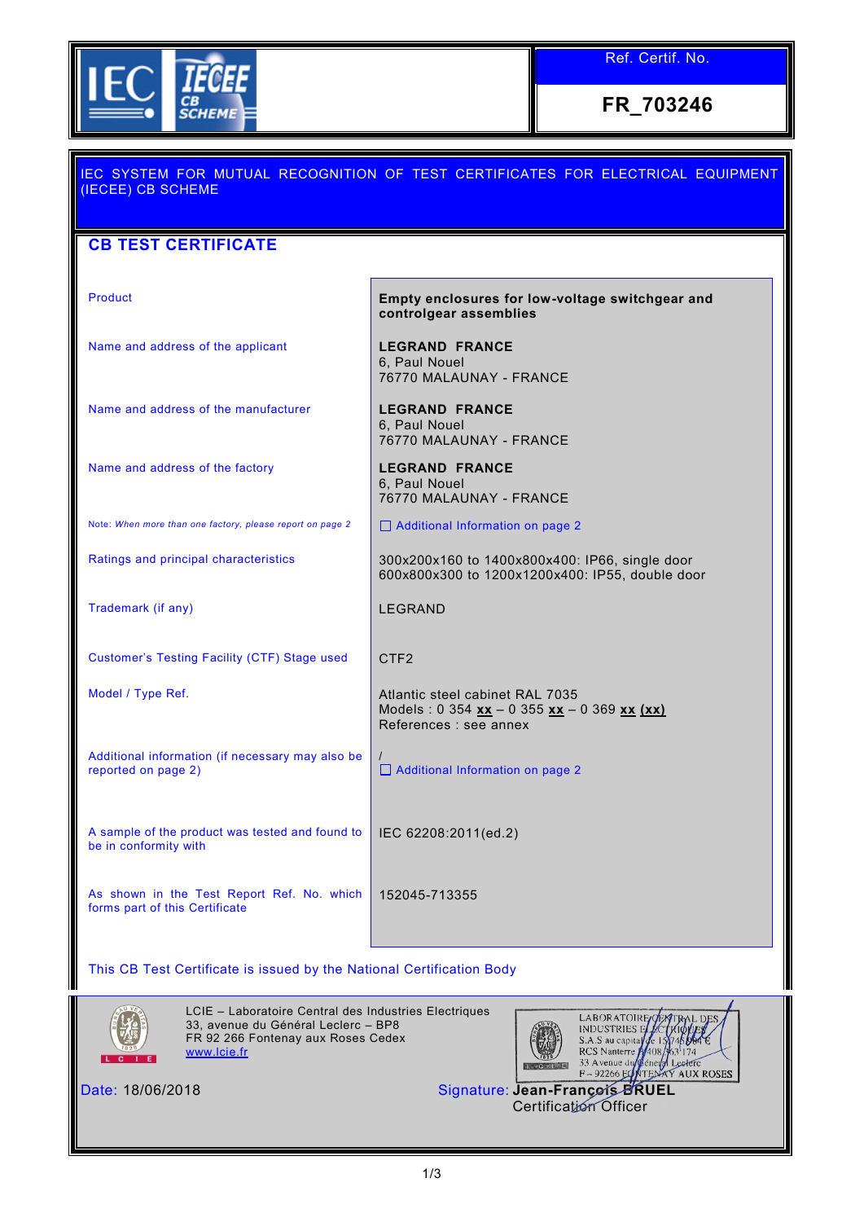Ref. Certif. No.

**FR_703246**

IEC SYSTEM FOR MUTUAL RECOGNITION OF TEST CERTIFICATES FOR ELECTRICAL EQUIPMENT (IECEE) CB SCHEME

## CB TEST CERTIFICATE

| | |
|---|---|
| Product | **Empty enclosures for low-voltage switchgear and controlgear assemblies** |
| Name and address of the applicant | **LEGRAND FRANCE**<br>6, Paul Nouel<br>76770 MALAUNAY - FRANCE |
| Name and address of the manufacturer | **LEGRAND FRANCE**<br>6, Paul Nouel<br>76770 MALAUNAY - FRANCE |
| Name and address of the factory | **LEGRAND FRANCE**<br>6, Paul Nouel<br>76770 MALAUNAY - FRANCE |
| Note: *When more than one factory, please report on page 2* | ☐ Additional Information on page 2 |
| Ratings and principal characteristics | 300x200x160 to 1400x800x400: IP66, single door<br>600x800x300 to 1200x1200x400: IP55, double door |
| Trademark (if any) | LEGRAND |
| Customer's Testing Facility (CTF) Stage used | CTF2 |
| Model / Type Ref. | Atlantic steel cabinet RAL 7035<br>Models : 0 354 **xx** – 0 355 **xx** – 0 369 **xx** **(xx)**<br>References : see annex |
| Additional information (if necessary may also be reported on page 2) | /<br>☐ Additional Information on page 2 |
| A sample of the product was tested and found to be in conformity with | IEC 62208:2011(ed.2) |
| As shown in the Test Report Ref. No. which forms part of this Certificate | 152045-713355 |

This CB Test Certificate is issued by the National Certification Body

LCIE – Laboratoire Central des Industries Electriques
33, avenue du Général Leclerc – BP8
FR 92 266 Fontenay aux Roses Cedex
www.lcie.fr

LABORATOIRE CENTRAL DES INDUSTRIES ELECTRIQUES
S.A.S au capital de 15.745.984 €
RCS Nanterre B 408 363 174
33 Avenue du Général Leclerc
F – 92266 FONTENAY AUX ROSES

Date: 18/06/2018

Signature: **Jean-François BRUEL**
Certification Officer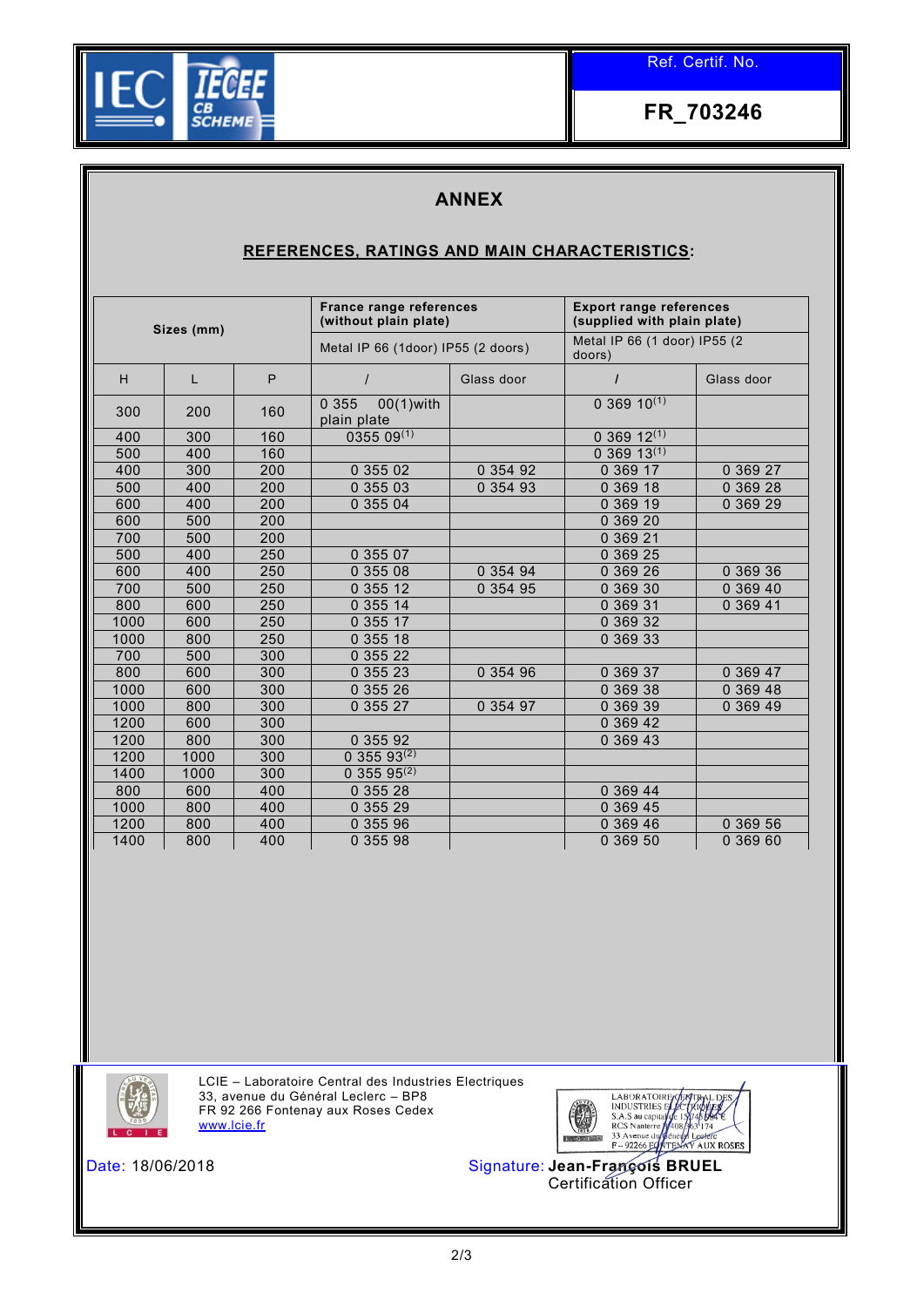| IEC IECEE CB SCHEME | Ref. Certif. No. |
|---|---|
| | FR_703246 |

## ANNEX

### REFERENCES, RATINGS AND MAIN CHARACTERISTICS:

| Sizes (mm) | | | France range references (without plain plate) | | Export range references (supplied with plain plate) | |
|---|---|---|---|---|---|---|
| | | | Metal IP 66 (1door) IP55 (2 doors) | | Metal IP 66 (1 door) IP55 (2 doors) | |
| H | L | P | / | Glass door | / | Glass door |
| 300 | 200 | 160 | 0 355 00(1)with plain plate | | 0 369 10(1) | |
| 400 | 300 | 160 | 0355 09(1) | | 0 369 12(1) | |
| 500 | 400 | 160 | | | 0 369 13(1) | |
| 400 | 300 | 200 | 0 355 02 | 0 354 92 | 0 369 17 | 0 369 27 |
| 500 | 400 | 200 | 0 355 03 | 0 354 93 | 0 369 18 | 0 369 28 |
| 600 | 400 | 200 | 0 355 04 | | 0 369 19 | 0 369 29 |
| 600 | 500 | 200 | | | 0 369 20 | |
| 700 | 500 | 200 | | | 0 369 21 | |
| 500 | 400 | 250 | 0 355 07 | | 0 369 25 | |
| 600 | 400 | 250 | 0 355 08 | 0 354 94 | 0 369 26 | 0 369 36 |
| 700 | 500 | 250 | 0 355 12 | 0 354 95 | 0 369 30 | 0 369 40 |
| 800 | 600 | 250 | 0 355 14 | | 0 369 31 | 0 369 41 |
| 1000 | 600 | 250 | 0 355 17 | | 0 369 32 | |
| 1000 | 800 | 250 | 0 355 18 | | 0 369 33 | |
| 700 | 500 | 300 | 0 355 22 | | | |
| 800 | 600 | 300 | 0 355 23 | 0 354 96 | 0 369 37 | 0 369 47 |
| 1000 | 600 | 300 | 0 355 26 | | 0 369 38 | 0 369 48 |
| 1000 | 800 | 300 | 0 355 27 | 0 354 97 | 0 369 39 | 0 369 49 |
| 1200 | 600 | 300 | | | 0 369 42 | |
| 1200 | 800 | 300 | 0 355 92 | | 0 369 43 | |
| 1200 | 1000 | 300 | 0 355 93(2) | | | |
| 1400 | 1000 | 300 | 0 355 95(2) | | | |
| 800 | 600 | 400 | 0 355 28 | | 0 369 44 | |
| 1000 | 800 | 400 | 0 355 29 | | 0 369 45 | |
| 1200 | 800 | 400 | 0 355 96 | | 0 369 46 | 0 369 56 |
| 1400 | 800 | 400 | 0 355 98 | | 0 369 50 | 0 369 60 |

LCIE – Laboratoire Central des Industries Electriques
33, avenue du Général Leclerc – BP8
FR 92 266 Fontenay aux Roses Cedex
www.lcie.fr

LABORATOIRE CENTRAL DES INDUSTRIES ELECTRIQUES
S.A.S au capital de 15.745.984 €
RCS Nanterre B 408 363 174
33 Avenue du Général Leclerc
F – 92266 FONTENAY AUX ROSES

Date: 18/06/2018

Signature: **Jean-François BRUEL**
Certification Officer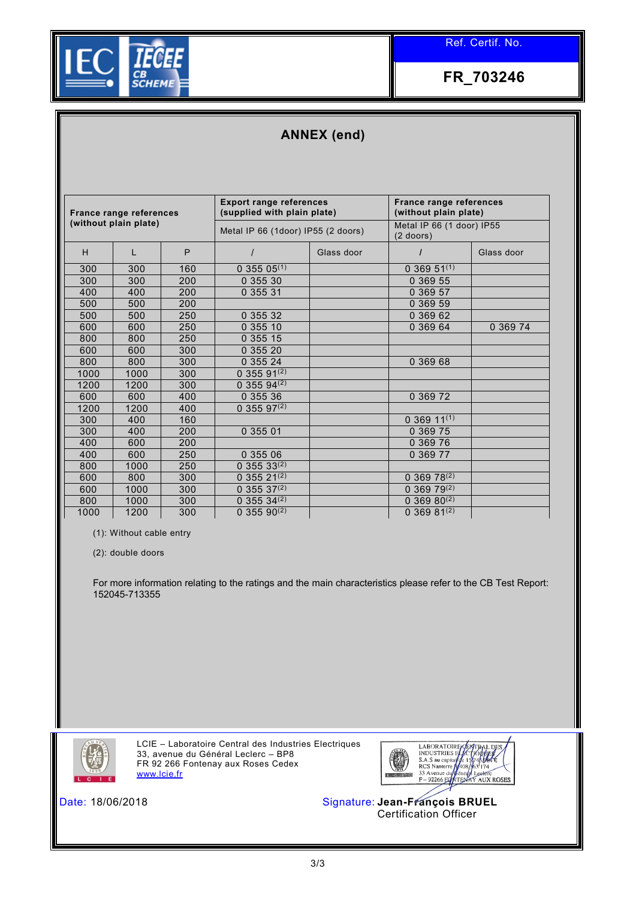Ref. Certif. No.

**FR_703246**

## ANNEX (end)

| France range references (without plain plate) | | | Export range references (supplied with plain plate) | | France range references (without plain plate) | |
|---|---|---|---|---|---|---|
| | | | Metal IP 66 (1door) IP55 (2 doors) | | Metal IP 66 (1 door) IP55 (2 doors) | |
| H | L | P | / | Glass door | / | Glass door |
| 300 | 300 | 160 | 0 355 05(1) | | 0 369 51(1) | |
| 300 | 300 | 200 | 0 355 30 | | 0 369 55 | |
| 400 | 400 | 200 | 0 355 31 | | 0 369 57 | |
| 500 | 500 | 200 | | | 0 369 59 | |
| 500 | 500 | 250 | 0 355 32 | | 0 369 62 | |
| 600 | 600 | 250 | 0 355 10 | | 0 369 64 | 0 369 74 |
| 800 | 800 | 250 | 0 355 15 | | | |
| 600 | 600 | 300 | 0 355 20 | | | |
| 800 | 800 | 300 | 0 355 24 | | 0 369 68 | |
| 1000 | 1000 | 300 | 0 355 91(2) | | | |
| 1200 | 1200 | 300 | 0 355 94(2) | | | |
| 600 | 600 | 400 | 0 355 36 | | 0 369 72 | |
| 1200 | 1200 | 400 | 0 355 97(2) | | | |
| 300 | 400 | 160 | | | 0 369 11(1) | |
| 300 | 400 | 200 | 0 355 01 | | 0 369 75 | |
| 400 | 600 | 200 | | | 0 369 76 | |
| 400 | 600 | 250 | 0 355 06 | | 0 369 77 | |
| 800 | 1000 | 250 | 0 355 33(2) | | | |
| 600 | 800 | 300 | 0 355 21(2) | | 0 369 78(2) | |
| 600 | 1000 | 300 | 0 355 37(2) | | 0 369 79(2) | |
| 800 | 1000 | 300 | 0 355 34(2) | | 0 369 80(2) | |
| 1000 | 1200 | 300 | 0 355 90(2) | | 0 369 81(2) | |

(1): Without cable entry

(2): double doors

For more information relating to the ratings and the main characteristics please refer to the CB Test Report: 152045-713355

LCIE – Laboratoire Central des Industries Electriques
33, avenue du Général Leclerc – BP8
FR 92 266 Fontenay aux Roses Cedex
www.lcie.fr

LABORATOIRE CENTRAL DES INDUSTRIES ELECTRIQUES
S.A.S au capital de 15 745 984 €
RCS Nanterre B 408 363 174
33 Avenue du Général Leclerc
F – 92266 FONTENAY AUX ROSES

Date: 18/06/2018

Signature: **Jean-François BRUEL**
Certification Officer